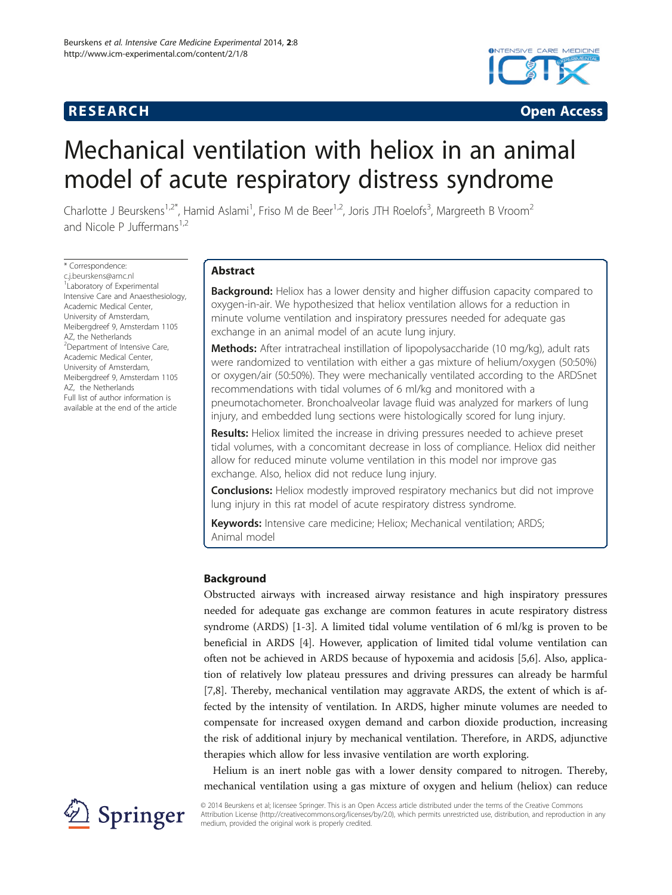RESEARCH Open Access

# Mechanical ventilation with heliox in an animal model of acute respiratory distress syndrome

Charlotte J Beurskens[1,2*], Hamid Aslami[1], Friso M de Beer[1,2], Joris JTH Roelofs[3], Margreeth B Vroom[2] and Nicole P Juffermans[1,2]

\* Correspondence: c.j.beurskens@amc.nl
[1]Laboratory of Experimental Intensive Care and Anaesthesiology, Academic Medical Center, University of Amsterdam, Meibergdreef 9, Amsterdam 1105 AZ, the Netherlands
[2]Department of Intensive Care, Academic Medical Center, University of Amsterdam, Meibergdreef 9, Amsterdam 1105 AZ, the Netherlands
Full list of author information is available at the end of the article

## Abstract

**Background:** Heliox has a lower density and higher diffusion capacity compared to oxygen-in-air. We hypothesized that heliox ventilation allows for a reduction in minute volume ventilation and inspiratory pressures needed for adequate gas exchange in an animal model of an acute lung injury.

**Methods:** After intratracheal instillation of lipopolysaccharide (10 mg/kg), adult rats were randomized to ventilation with either a gas mixture of helium/oxygen (50:50%) or oxygen/air (50:50%). They were mechanically ventilated according to the ARDSnet recommendations with tidal volumes of 6 ml/kg and monitored with a pneumotachometer. Bronchoalveolar lavage fluid was analyzed for markers of lung injury, and embedded lung sections were histologically scored for lung injury.

**Results:** Heliox limited the increase in driving pressures needed to achieve preset tidal volumes, with a concomitant decrease in loss of compliance. Heliox did neither allow for reduced minute volume ventilation in this model nor improve gas exchange. Also, heliox did not reduce lung injury.

**Conclusions:** Heliox modestly improved respiratory mechanics but did not improve lung injury in this rat model of acute respiratory distress syndrome.

**Keywords:** Intensive care medicine; Heliox; Mechanical ventilation; ARDS; Animal model

## Background

Obstructed airways with increased airway resistance and high inspiratory pressures needed for adequate gas exchange are common features in acute respiratory distress syndrome (ARDS) [1-3]. A limited tidal volume ventilation of 6 ml/kg is proven to be beneficial in ARDS [4]. However, application of limited tidal volume ventilation can often not be achieved in ARDS because of hypoxemia and acidosis [5,6]. Also, application of relatively low plateau pressures and driving pressures can already be harmful [7,8]. Thereby, mechanical ventilation may aggravate ARDS, the extent of which is affected by the intensity of ventilation. In ARDS, higher minute volumes are needed to compensate for increased oxygen demand and carbon dioxide production, increasing the risk of additional injury by mechanical ventilation. Therefore, in ARDS, adjunctive therapies which allow for less invasive ventilation are worth exploring.

Helium is an inert noble gas with a lower density compared to nitrogen. Thereby, mechanical ventilation using a gas mixture of oxygen and helium (heliox) can reduce

© 2014 Beurskens et al; licensee Springer. This is an Open Access article distributed under the terms of the Creative Commons Attribution License (http://creativecommons.org/licenses/by/2.0), which permits unrestricted use, distribution, and reproduction in any medium, provided the original work is properly credited.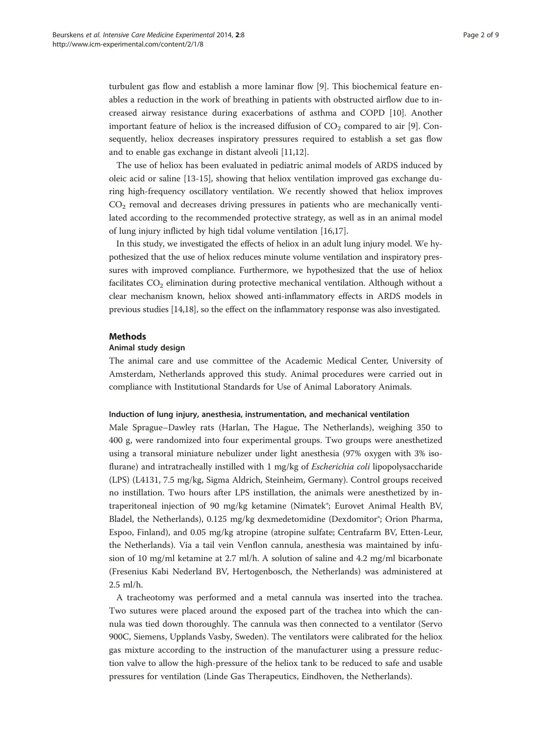turbulent gas flow and establish a more laminar flow [9]. This biochemical feature enables a reduction in the work of breathing in patients with obstructed airflow due to increased airway resistance during exacerbations of asthma and COPD [10]. Another important feature of heliox is the increased diffusion of $CO_2$ compared to air [9]. Consequently, heliox decreases inspiratory pressures required to establish a set gas flow and to enable gas exchange in distant alveoli [11,12].

The use of heliox has been evaluated in pediatric animal models of ARDS induced by oleic acid or saline [13-15], showing that heliox ventilation improved gas exchange during high-frequency oscillatory ventilation. We recently showed that heliox improves $CO_2$ removal and decreases driving pressures in patients who are mechanically ventilated according to the recommended protective strategy, as well as in an animal model of lung injury inflicted by high tidal volume ventilation [16,17].

In this study, we investigated the effects of heliox in an adult lung injury model. We hypothesized that the use of heliox reduces minute volume ventilation and inspiratory pressures with improved compliance. Furthermore, we hypothesized that the use of heliox facilitates $CO_2$ elimination during protective mechanical ventilation. Although without a clear mechanism known, heliox showed anti-inflammatory effects in ARDS models in previous studies [14,18], so the effect on the inflammatory response was also investigated.

## Methods

### Animal study design

The animal care and use committee of the Academic Medical Center, University of Amsterdam, Netherlands approved this study. Animal procedures were carried out in compliance with Institutional Standards for Use of Animal Laboratory Animals.

#### Induction of lung injury, anesthesia, instrumentation, and mechanical ventilation

Male Sprague–Dawley rats (Harlan, The Hague, The Netherlands), weighing 350 to 400 g, were randomized into four experimental groups. Two groups were anesthetized using a transoral miniature nebulizer under light anesthesia (97% oxygen with 3% isoflurane) and intratracheally instilled with 1 mg/kg of *Escherichia coli* lipopolysaccharide (LPS) (L4131, 7.5 mg/kg, Sigma Aldrich, Steinheim, Germany). Control groups received no instillation. Two hours after LPS instillation, the animals were anesthetized by intraperitoneal injection of 90 mg/kg ketamine (Nimatek®; Eurovet Animal Health BV, Bladel, the Netherlands), 0.125 mg/kg dexmedetomidine (Dexdomitor®; Orion Pharma, Espoo, Finland), and 0.05 mg/kg atropine (atropine sulfate; Centrafarm BV, Etten-Leur, the Netherlands). Via a tail vein Venflon cannula, anesthesia was maintained by infusion of 10 mg/ml ketamine at 2.7 ml/h. A solution of saline and 4.2 mg/ml bicarbonate (Fresenius Kabi Nederland BV, Hertogenbosch, the Netherlands) was administered at 2.5 ml/h.

A tracheotomy was performed and a metal cannula was inserted into the trachea. Two sutures were placed around the exposed part of the trachea into which the cannula was tied down thoroughly. The cannula was then connected to a ventilator (Servo 900C, Siemens, Upplands Vasby, Sweden). The ventilators were calibrated for the heliox gas mixture according to the instruction of the manufacturer using a pressure reduction valve to allow the high-pressure of the heliox tank to be reduced to safe and usable pressures for ventilation (Linde Gas Therapeutics, Eindhoven, the Netherlands).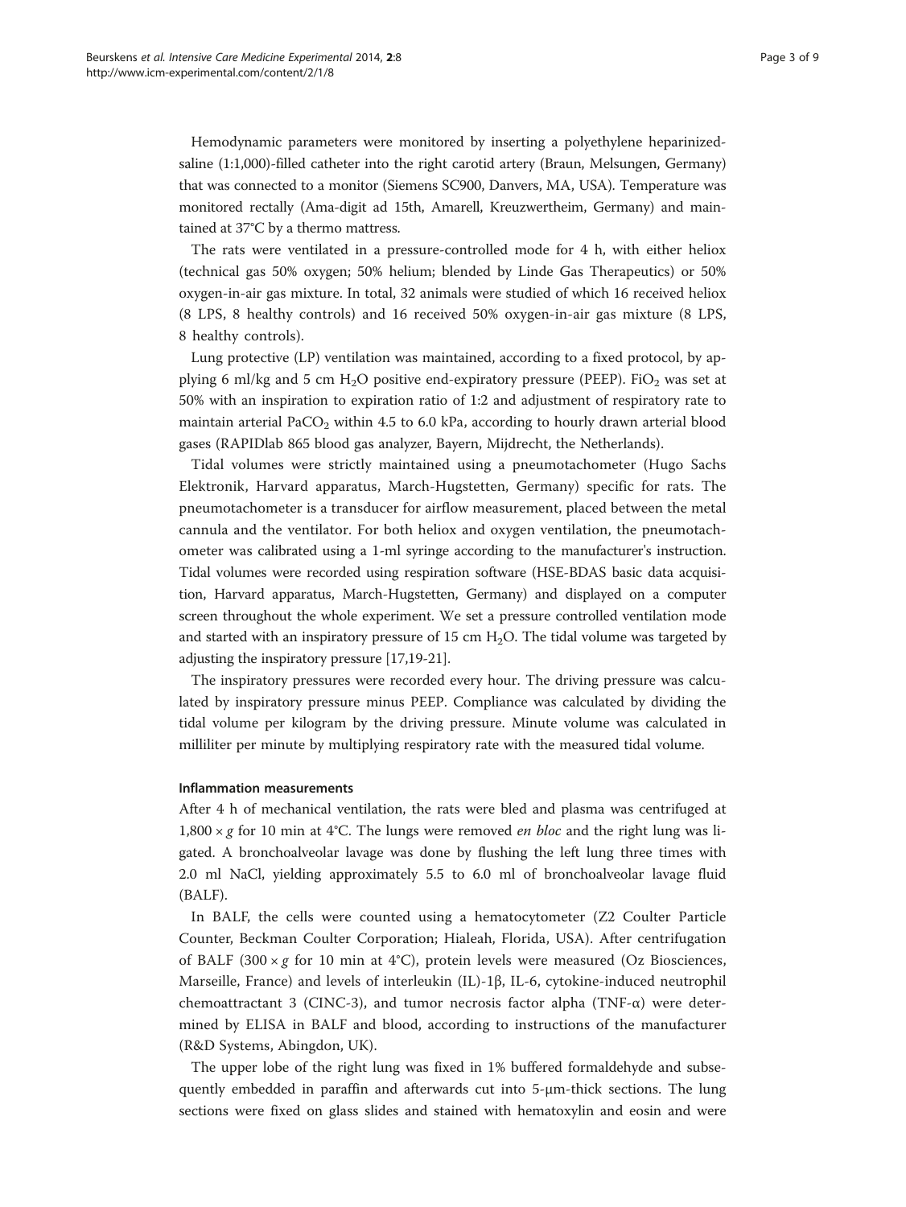Hemodynamic parameters were monitored by inserting a polyethylene heparinized-saline (1:1,000)-filled catheter into the right carotid artery (Braun, Melsungen, Germany) that was connected to a monitor (Siemens SC900, Danvers, MA, USA). Temperature was monitored rectally (Ama-digit ad 15th, Amarell, Kreuzwertheim, Germany) and maintained at 37°C by a thermo mattress.

The rats were ventilated in a pressure-controlled mode for 4 h, with either heliox (technical gas 50% oxygen; 50% helium; blended by Linde Gas Therapeutics) or 50% oxygen-in-air gas mixture. In total, 32 animals were studied of which 16 received heliox (8 LPS, 8 healthy controls) and 16 received 50% oxygen-in-air gas mixture (8 LPS, 8 healthy controls).

Lung protective (LP) ventilation was maintained, according to a fixed protocol, by applying 6 ml/kg and 5 cm $H_2O$ positive end-expiratory pressure (PEEP). $FiO_2$ was set at 50% with an inspiration to expiration ratio of 1:2 and adjustment of respiratory rate to maintain arterial $PaCO_2$ within 4.5 to 6.0 kPa, according to hourly drawn arterial blood gases (RAPIDlab 865 blood gas analyzer, Bayern, Mijdrecht, the Netherlands).

Tidal volumes were strictly maintained using a pneumotachometer (Hugo Sachs Elektronik, Harvard apparatus, March-Hugstetten, Germany) specific for rats. The pneumotachometer is a transducer for airflow measurement, placed between the metal cannula and the ventilator. For both heliox and oxygen ventilation, the pneumotachometer was calibrated using a 1-ml syringe according to the manufacturer's instruction. Tidal volumes were recorded using respiration software (HSE-BDAS basic data acquisition, Harvard apparatus, March-Hugstetten, Germany) and displayed on a computer screen throughout the whole experiment. We set a pressure controlled ventilation mode and started with an inspiratory pressure of 15 cm $H_2O$. The tidal volume was targeted by adjusting the inspiratory pressure [17,19-21].

The inspiratory pressures were recorded every hour. The driving pressure was calculated by inspiratory pressure minus PEEP. Compliance was calculated by dividing the tidal volume per kilogram by the driving pressure. Minute volume was calculated in milliliter per minute by multiplying respiratory rate with the measured tidal volume.

#### Inflammation measurements

After 4 h of mechanical ventilation, the rats were bled and plasma was centrifuged at $1,800 \times g$ for 10 min at 4°C. The lungs were removed *en bloc* and the right lung was ligated. A bronchoalveolar lavage was done by flushing the left lung three times with 2.0 ml NaCl, yielding approximately 5.5 to 6.0 ml of bronchoalveolar lavage fluid (BALF).

In BALF, the cells were counted using a hematocytometer (Z2 Coulter Particle Counter, Beckman Coulter Corporation; Hialeah, Florida, USA). After centrifugation of BALF ($300 \times g$ for 10 min at 4°C), protein levels were measured (Oz Biosciences, Marseille, France) and levels of interleukin (IL)-1β, IL-6, cytokine-induced neutrophil chemoattractant 3 (CINC-3), and tumor necrosis factor alpha (TNF-α) were determined by ELISA in BALF and blood, according to instructions of the manufacturer (R&D Systems, Abingdon, UK).

The upper lobe of the right lung was fixed in 1% buffered formaldehyde and subsequently embedded in paraffin and afterwards cut into 5-μm-thick sections. The lung sections were fixed on glass slides and stained with hematoxylin and eosin and were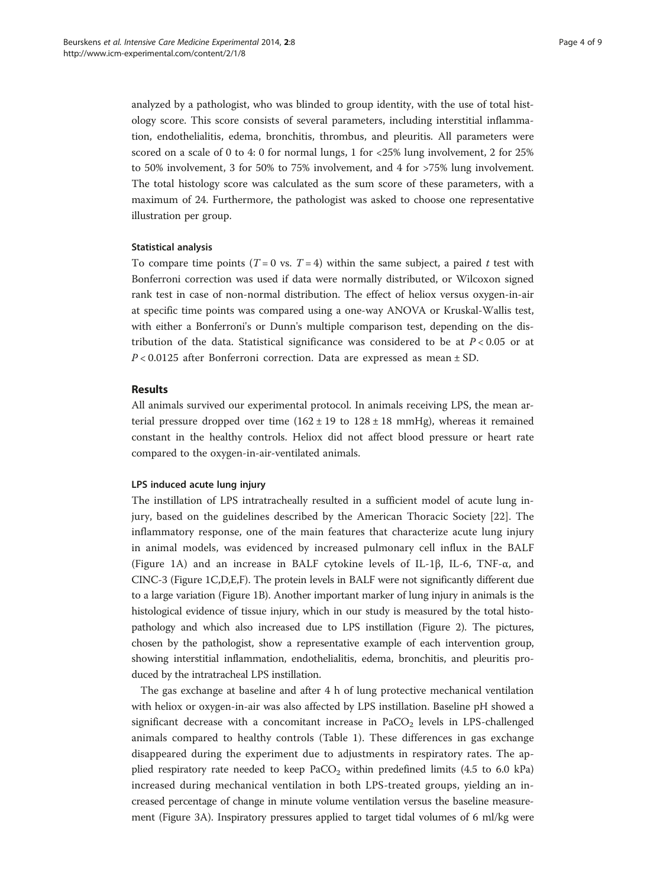analyzed by a pathologist, who was blinded to group identity, with the use of total histology score. This score consists of several parameters, including interstitial inflammation, endothelialitis, edema, bronchitis, thrombus, and pleuritis. All parameters were scored on a scale of 0 to 4: 0 for normal lungs, 1 for <25% lung involvement, 2 for 25% to 50% involvement, 3 for 50% to 75% involvement, and 4 for >75% lung involvement. The total histology score was calculated as the sum score of these parameters, with a maximum of 24. Furthermore, the pathologist was asked to choose one representative illustration per group.

### Statistical analysis

To compare time points ($T = 0$ vs. $T = 4$) within the same subject, a paired $t$ test with Bonferroni correction was used if data were normally distributed, or Wilcoxon signed rank test in case of non-normal distribution. The effect of heliox versus oxygen-in-air at specific time points was compared using a one-way ANOVA or Kruskal-Wallis test, with either a Bonferroni's or Dunn's multiple comparison test, depending on the distribution of the data. Statistical significance was considered to be at $P < 0.05$ or at $P < 0.0125$ after Bonferroni correction. Data are expressed as mean ± SD.

## Results

All animals survived our experimental protocol. In animals receiving LPS, the mean arterial pressure dropped over time (162 ± 19 to 128 ± 18 mmHg), whereas it remained constant in the healthy controls. Heliox did not affect blood pressure or heart rate compared to the oxygen-in-air-ventilated animals.

### LPS induced acute lung injury

The instillation of LPS intratracheally resulted in a sufficient model of acute lung injury, based on the guidelines described by the American Thoracic Society [22]. The inflammatory response, one of the main features that characterize acute lung injury in animal models, was evidenced by increased pulmonary cell influx in the BALF (Figure 1A) and an increase in BALF cytokine levels of IL-1β, IL-6, TNF-α, and CINC-3 (Figure 1C,D,E,F). The protein levels in BALF were not significantly different due to a large variation (Figure 1B). Another important marker of lung injury in animals is the histological evidence of tissue injury, which in our study is measured by the total histopathology and which also increased due to LPS instillation (Figure 2). The pictures, chosen by the pathologist, show a representative example of each intervention group, showing interstitial inflammation, endothelialitis, edema, bronchitis, and pleuritis produced by the intratracheal LPS instillation.

The gas exchange at baseline and after 4 h of lung protective mechanical ventilation with heliox or oxygen-in-air was also affected by LPS instillation. Baseline pH showed a significant decrease with a concomitant increase in $PaCO_2$ levels in LPS-challenged animals compared to healthy controls (Table 1). These differences in gas exchange disappeared during the experiment due to adjustments in respiratory rates. The applied respiratory rate needed to keep $PaCO_2$ within predefined limits (4.5 to 6.0 kPa) increased during mechanical ventilation in both LPS-treated groups, yielding an increased percentage of change in minute volume ventilation versus the baseline measurement (Figure 3A). Inspiratory pressures applied to target tidal volumes of 6 ml/kg were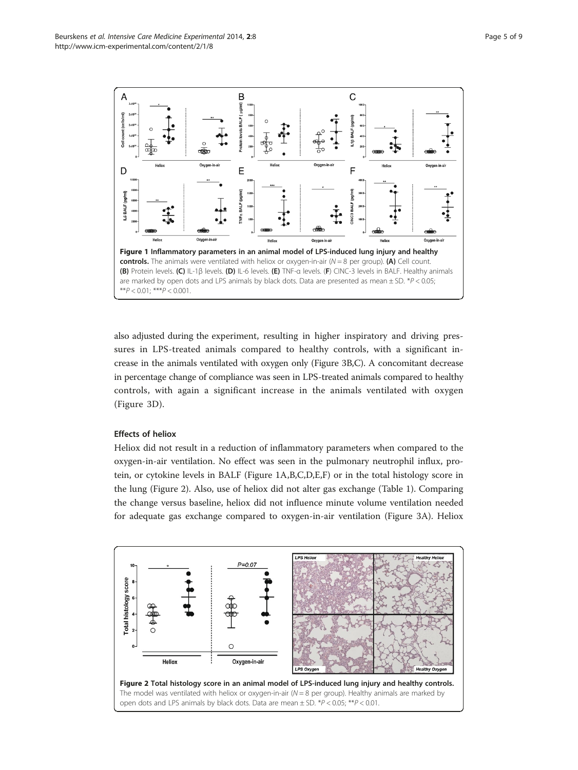**Figure 1 Inflammatory parameters in an animal model of LPS-induced lung injury and healthy controls.** The animals were ventilated with heliox or oxygen-in-air ($N = 8$ per group). **(A)** Cell count. **(B)** Protein levels. **(C)** IL-1β levels. **(D)** IL-6 levels. **(E)** TNF-α levels. (**F**) CINC-3 levels in BALF. Healthy animals are marked by open dots and LPS animals by black dots. Data are presented as mean ± SD. $^{*}P < 0.05$; $^{**}P < 0.01$; $^{***}P < 0.001$.

also adjusted during the experiment, resulting in higher inspiratory and driving pressures in LPS-treated animals compared to healthy controls, with a significant increase in the animals ventilated with oxygen only (Figure 3B,C). A concomitant decrease in percentage change of compliance was seen in LPS-treated animals compared to healthy controls, with again a significant increase in the animals ventilated with oxygen (Figure 3D).

### Effects of heliox

Heliox did not result in a reduction of inflammatory parameters when compared to the oxygen-in-air ventilation. No effect was seen in the pulmonary neutrophil influx, protein, or cytokine levels in BALF (Figure 1A,B,C,D,E,F) or in the total histology score in the lung (Figure 2). Also, use of heliox did not alter gas exchange (Table 1). Comparing the change versus baseline, heliox did not influence minute volume ventilation needed for adequate gas exchange compared to oxygen-in-air ventilation (Figure 3A). Heliox

**Figure 2 Total histology score in an animal model of LPS-induced lung injury and healthy controls.** The model was ventilated with heliox or oxygen-in-air ($N = 8$ per group). Healthy animals are marked by open dots and LPS animals by black dots. Data are mean ± SD. $^{*}P < 0.05$; $^{**}P < 0.01$.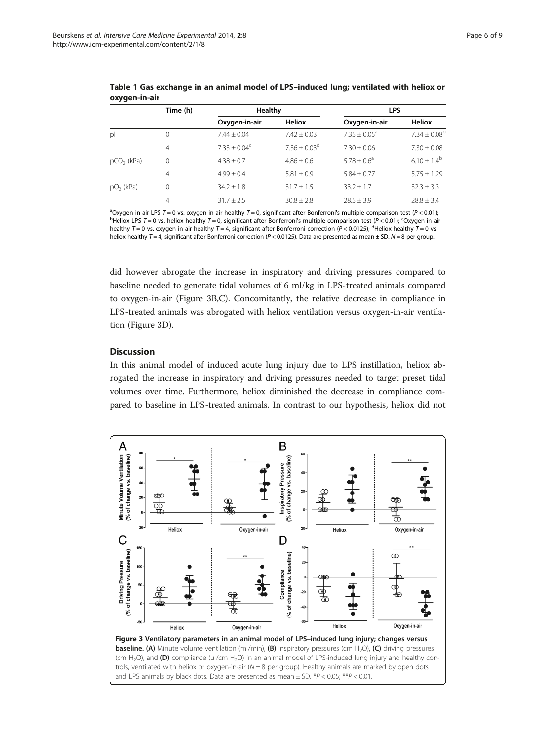**Table 1 Gas exchange in an animal model of LPS–induced lung; ventilated with heliox or oxygen-in-air**

| | Time (h) | Healthy | | LPS | |
|---|---|---|---|---|---|
| | | Oxygen-in-air | Heliox | Oxygen-in-air | Heliox |
| pH | 0 | 7.44 ± 0.04 | 7.42 ± 0.03 | 7.35 ± 0.05[a] | 7.34 ± 0.08[b] |
| | 4 | 7.33 ± 0.04[c] | 7.36 ± 0.03[d] | 7.30 ± 0.06 | 7.30 ± 0.08 |
| $pCO_2$ (kPa) | 0 | 4.38 ± 0.7 | 4.86 ± 0.6 | 5.78 ± 0.6[a] | 6.10 ± 1.4[b] |
| | 4 | 4.99 ± 0.4 | 5.81 ± 0.9 | 5.84 ± 0.77 | 5.75 ± 1.29 |
| $pO_2$ (kPa) | 0 | 34.2 ± 1.8 | 31.7 ± 1.5 | 33.2 ± 1.7 | 32.3 ± 3.3 |
| | 4 | 31.7 ± 2.5 | 30.8 ± 2.8 | 28.5 ± 3.9 | 28.8 ± 3.4 |

[a]Oxygen-in-air LPS $T = 0$ vs. oxygen-in-air healthy $T = 0$, significant after Bonferroni's multiple comparison test ($P < 0.01$); [b]Heliox LPS $T = 0$ vs. heliox healthy $T = 0$, significant after Bonferroni's multiple comparison test ($P < 0.01$); [c]Oxygen-in-air healthy $T = 0$ vs. oxygen-in-air healthy $T = 4$, significant after Bonferroni correction ($P < 0.0125$); [d]Heliox healthy $T = 0$ vs. heliox healthy $T = 4$, significant after Bonferroni correction ($P < 0.0125$). Data are presented as mean ± SD. $N = 8$ per group.

did however abrogate the increase in inspiratory and driving pressures compared to baseline needed to generate tidal volumes of 6 ml/kg in LPS-treated animals compared to oxygen-in-air (Figure 3B,C). Concomitantly, the relative decrease in compliance in LPS-treated animals was abrogated with heliox ventilation versus oxygen-in-air ventilation (Figure 3D).

## Discussion

In this animal model of induced acute lung injury due to LPS instillation, heliox abrogated the increase in inspiratory and driving pressures needed to target preset tidal volumes over time. Furthermore, heliox diminished the decrease in compliance compared to baseline in LPS-treated animals. In contrast to our hypothesis, heliox did not

**Figure 3 Ventilatory parameters in an animal model of LPS–induced lung injury; changes versus baseline.** **(A)** Minute volume ventilation (ml/min), **(B)** inspiratory pressures (cm $H_2O$), **(C)** driving pressures (cm $H_2O$), and **(D)** compliance (μl/cm $H_2O$) in an animal model of LPS-induced lung injury and healthy controls, ventilated with heliox or oxygen-in-air ($N = 8$ per group). Healthy animals are marked by open dots and LPS animals by black dots. Data are presented as mean ± SD. *$P < 0.05$; **$P < 0.01$.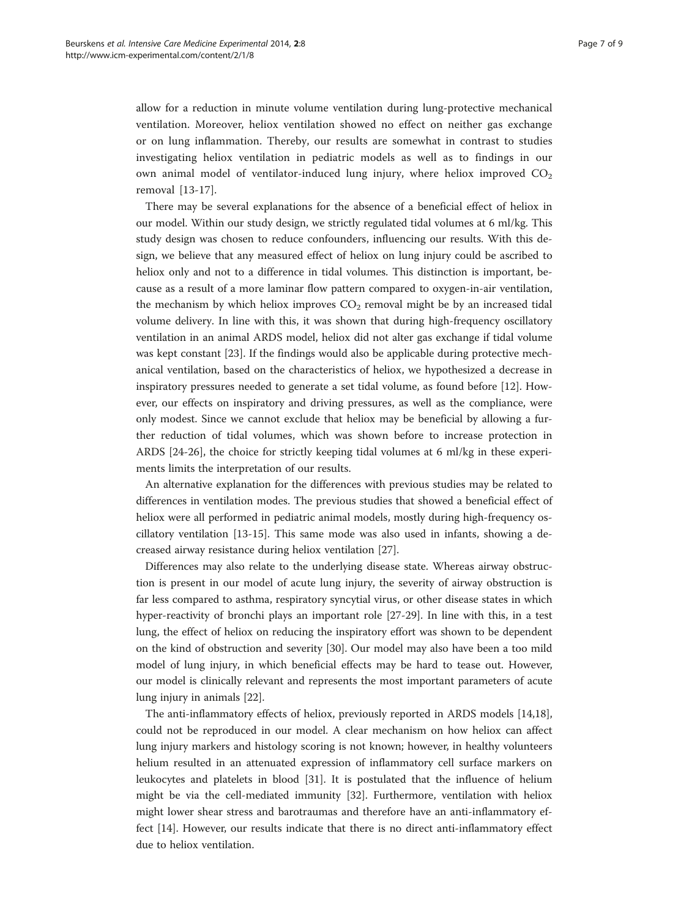allow for a reduction in minute volume ventilation during lung-protective mechanical ventilation. Moreover, heliox ventilation showed no effect on neither gas exchange or on lung inflammation. Thereby, our results are somewhat in contrast to studies investigating heliox ventilation in pediatric models as well as to findings in our own animal model of ventilator-induced lung injury, where heliox improved $CO_2$ removal [13-17].

There may be several explanations for the absence of a beneficial effect of heliox in our model. Within our study design, we strictly regulated tidal volumes at 6 ml/kg. This study design was chosen to reduce confounders, influencing our results. With this design, we believe that any measured effect of heliox on lung injury could be ascribed to heliox only and not to a difference in tidal volumes. This distinction is important, because as a result of a more laminar flow pattern compared to oxygen-in-air ventilation, the mechanism by which heliox improves $CO_2$ removal might be by an increased tidal volume delivery. In line with this, it was shown that during high-frequency oscillatory ventilation in an animal ARDS model, heliox did not alter gas exchange if tidal volume was kept constant [23]. If the findings would also be applicable during protective mechanical ventilation, based on the characteristics of heliox, we hypothesized a decrease in inspiratory pressures needed to generate a set tidal volume, as found before [12]. However, our effects on inspiratory and driving pressures, as well as the compliance, were only modest. Since we cannot exclude that heliox may be beneficial by allowing a further reduction of tidal volumes, which was shown before to increase protection in ARDS [24-26], the choice for strictly keeping tidal volumes at 6 ml/kg in these experiments limits the interpretation of our results.

An alternative explanation for the differences with previous studies may be related to differences in ventilation modes. The previous studies that showed a beneficial effect of heliox were all performed in pediatric animal models, mostly during high-frequency oscillatory ventilation [13-15]. This same mode was also used in infants, showing a decreased airway resistance during heliox ventilation [27].

Differences may also relate to the underlying disease state. Whereas airway obstruction is present in our model of acute lung injury, the severity of airway obstruction is far less compared to asthma, respiratory syncytial virus, or other disease states in which hyper-reactivity of bronchi plays an important role [27-29]. In line with this, in a test lung, the effect of heliox on reducing the inspiratory effort was shown to be dependent on the kind of obstruction and severity [30]. Our model may also have been a too mild model of lung injury, in which beneficial effects may be hard to tease out. However, our model is clinically relevant and represents the most important parameters of acute lung injury in animals [22].

The anti-inflammatory effects of heliox, previously reported in ARDS models [14,18], could not be reproduced in our model. A clear mechanism on how heliox can affect lung injury markers and histology scoring is not known; however, in healthy volunteers helium resulted in an attenuated expression of inflammatory cell surface markers on leukocytes and platelets in blood [31]. It is postulated that the influence of helium might be via the cell-mediated immunity [32]. Furthermore, ventilation with heliox might lower shear stress and barotraumas and therefore have an anti-inflammatory effect [14]. However, our results indicate that there is no direct anti-inflammatory effect due to heliox ventilation.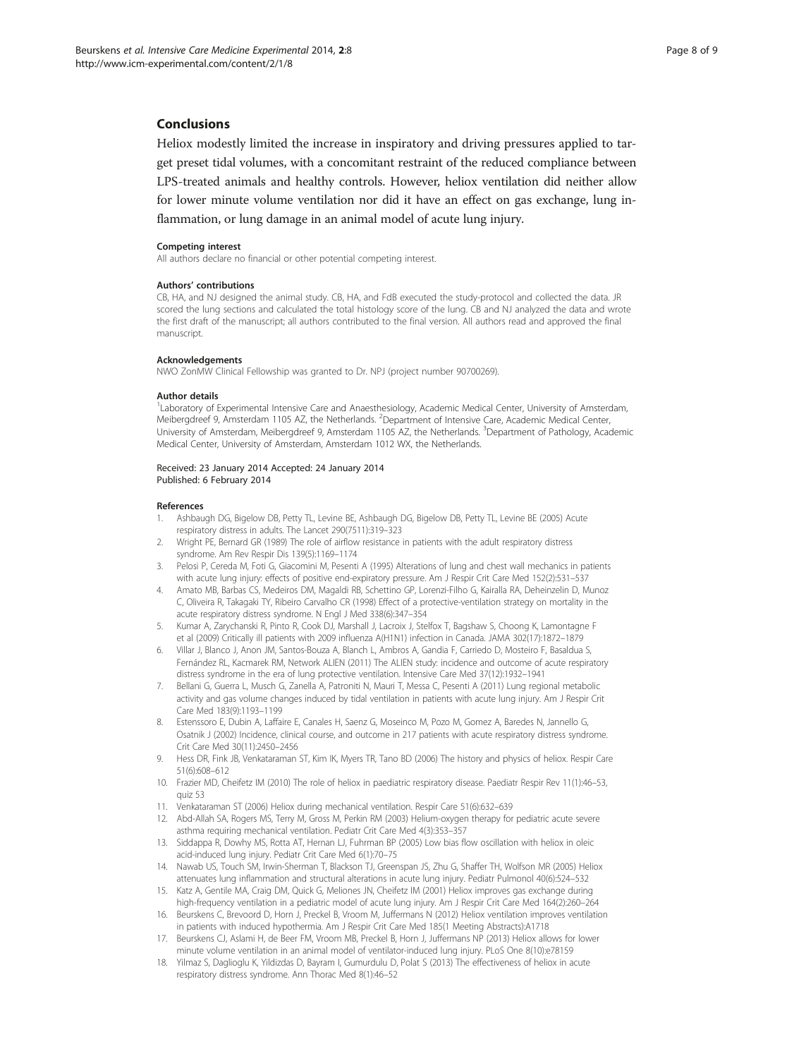## Conclusions

Heliox modestly limited the increase in inspiratory and driving pressures applied to target preset tidal volumes, with a concomitant restraint of the reduced compliance between LPS-treated animals and healthy controls. However, heliox ventilation did neither allow for lower minute volume ventilation nor did it have an effect on gas exchange, lung inflammation, or lung damage in an animal model of acute lung injury.

#### Competing interest

All authors declare no financial or other potential competing interest.

#### Authors' contributions

CB, HA, and NJ designed the animal study. CB, HA, and FdB executed the study-protocol and collected the data. JR scored the lung sections and calculated the total histology score of the lung. CB and NJ analyzed the data and wrote the first draft of the manuscript; all authors contributed to the final version. All authors read and approved the final manuscript.

#### Acknowledgements

NWO ZonMW Clinical Fellowship was granted to Dr. NPJ (project number 90700269).

#### Author details

[1]Laboratory of Experimental Intensive Care and Anaesthesiology, Academic Medical Center, University of Amsterdam, Meibergdreef 9, Amsterdam 1105 AZ, the Netherlands. [2]Department of Intensive Care, Academic Medical Center, University of Amsterdam, Meibergdreef 9, Amsterdam 1105 AZ, the Netherlands. [3]Department of Pathology, Academic Medical Center, University of Amsterdam, Amsterdam 1012 WX, the Netherlands.

Received: 23 January 2014 Accepted: 24 January 2014
Published: 6 February 2014

#### References

1. Ashbaugh DG, Bigelow DB, Petty TL, Levine BE, Ashbaugh DG, Bigelow DB, Petty TL, Levine BE (2005) Acute respiratory distress in adults. The Lancet 290(7511):319–323
2. Wright PE, Bernard GR (1989) The role of airflow resistance in patients with the adult respiratory distress syndrome. Am Rev Respir Dis 139(5):1169–1174
3. Pelosi P, Cereda M, Foti G, Giacomini M, Pesenti A (1995) Alterations of lung and chest wall mechanics in patients with acute lung injury: effects of positive end-expiratory pressure. Am J Respir Crit Care Med 152(2):531–537
4. Amato MB, Barbas CS, Medeiros DM, Magaldi RB, Schettino GP, Lorenzi-Filho G, Kairalla RA, Deheinzelin D, Munoz C, Oliveira R, Takagaki TY, Ribeiro Carvalho CR (1998) Effect of a protective-ventilation strategy on mortality in the acute respiratory distress syndrome. N Engl J Med 338(6):347–354
5. Kumar A, Zarychanski R, Pinto R, Cook DJ, Marshall J, Lacroix J, Stelfox T, Bagshaw S, Choong K, Lamontagne F et al (2009) Critically ill patients with 2009 influenza A(H1N1) infection in Canada. JAMA 302(17):1872–1879
6. Villar J, Blanco J, Anon JM, Santos-Bouza A, Blanch L, Ambros A, Gandia F, Carriedo D, Mosteiro F, Basaldua S, Fernández RL, Kacmarek RM, Network ALIEN (2011) The ALIEN study: incidence and outcome of acute respiratory distress syndrome in the era of lung protective ventilation. Intensive Care Med 37(12):1932–1941
7. Bellani G, Guerra L, Musch G, Zanella A, Patroniti N, Mauri T, Messa C, Pesenti A (2011) Lung regional metabolic activity and gas volume changes induced by tidal ventilation in patients with acute lung injury. Am J Respir Crit Care Med 183(9):1193–1199
8. Estenssoro E, Dubin A, Laffaire E, Canales H, Saenz G, Moseinco M, Pozo M, Gomez A, Baredes N, Jannello G, Osatnik J (2002) Incidence, clinical course, and outcome in 217 patients with acute respiratory distress syndrome. Crit Care Med 30(11):2450–2456
9. Hess DR, Fink JB, Venkataraman ST, Kim IK, Myers TR, Tano BD (2006) The history and physics of heliox. Respir Care 51(6):608–612
10. Frazier MD, Cheifetz IM (2010) The role of heliox in paediatric respiratory disease. Paediatr Respir Rev 11(1):46–53, quiz 53
11. Venkataraman ST (2006) Heliox during mechanical ventilation. Respir Care 51(6):632–639
12. Abd-Allah SA, Rogers MS, Terry M, Gross M, Perkin RM (2003) Helium-oxygen therapy for pediatric acute severe asthma requiring mechanical ventilation. Pediatr Crit Care Med 4(3):353–357
13. Siddappa R, Dowhy MS, Rotta AT, Hernan LJ, Fuhrman BP (2005) Low bias flow oscillation with heliox in oleic acid-induced lung injury. Pediatr Crit Care Med 6(1):70–75
14. Nawab US, Touch SM, Irwin-Sherman T, Blackson TJ, Greenspan JS, Zhu G, Shaffer TH, Wolfson MR (2005) Heliox attenuates lung inflammation and structural alterations in acute lung injury. Pediatr Pulmonol 40(6):524–532
15. Katz A, Gentile MA, Craig DM, Quick G, Meliones JN, Cheifetz IM (2001) Heliox improves gas exchange during high-frequency ventilation in a pediatric model of acute lung injury. Am J Respir Crit Care Med 164(2):260–264
16. Beurskens C, Brevoord D, Horn J, Preckel B, Vroom M, Juffermans N (2012) Heliox ventilation improves ventilation in patients with induced hypothermia. Am J Respir Crit Care Med 185(1 Meeting Abstracts):A1718
17. Beurskens CJ, Aslami H, de Beer FM, Vroom MB, Preckel B, Horn J, Juffermans NP (2013) Heliox allows for lower minute volume ventilation in an animal model of ventilator-induced lung injury. PLoS One 8(10):e78159
18. Yilmaz S, Daglioglu K, Yildizdas D, Bayram I, Gumurdulu D, Polat S (2013) The effectiveness of heliox in acute respiratory distress syndrome. Ann Thorac Med 8(1):46–52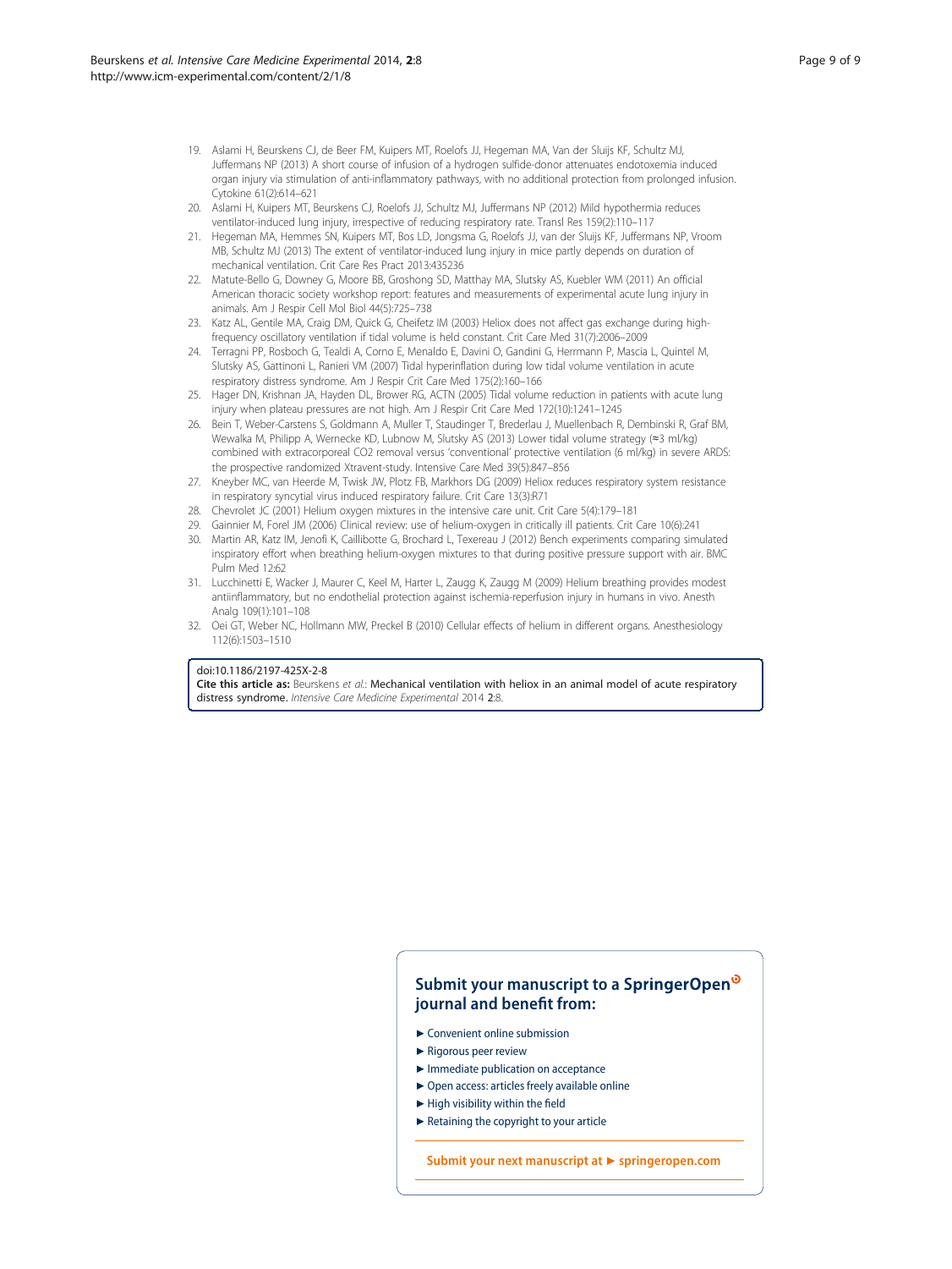19. Aslami H, Beurskens CJ, de Beer FM, Kuipers MT, Roelofs JJ, Hegeman MA, Van der Sluijs KF, Schultz MJ, Juffermans NP (2013) A short course of infusion of a hydrogen sulfide-donor attenuates endotoxemia induced organ injury via stimulation of anti-inflammatory pathways, with no additional protection from prolonged infusion. Cytokine 61(2):614–621
20. Aslami H, Kuipers MT, Beurskens CJ, Roelofs JJ, Schultz MJ, Juffermans NP (2012) Mild hypothermia reduces ventilator-induced lung injury, irrespective of reducing respiratory rate. Transl Res 159(2):110–117
21. Hegeman MA, Hemmes SN, Kuipers MT, Bos LD, Jongsma G, Roelofs JJ, van der Sluijs KF, Juffermans NP, Vroom MB, Schultz MJ (2013) The extent of ventilator-induced lung injury in mice partly depends on duration of mechanical ventilation. Crit Care Res Pract 2013:435236
22. Matute-Bello G, Downey G, Moore BB, Groshong SD, Matthay MA, Slutsky AS, Kuebler WM (2011) An official American thoracic society workshop report: features and measurements of experimental acute lung injury in animals. Am J Respir Cell Mol Biol 44(5):725–738
23. Katz AL, Gentile MA, Craig DM, Quick G, Cheifetz IM (2003) Heliox does not affect gas exchange during high-frequency oscillatory ventilation if tidal volume is held constant. Crit Care Med 31(7):2006–2009
24. Terragni PP, Rosboch G, Tealdi A, Corno E, Menaldo E, Davini O, Gandini G, Herrmann P, Mascia L, Quintel M, Slutsky AS, Gattinoni L, Ranieri VM (2007) Tidal hyperinflation during low tidal volume ventilation in acute respiratory distress syndrome. Am J Respir Crit Care Med 175(2):160–166
25. Hager DN, Krishnan JA, Hayden DL, Brower RG, ACTN (2005) Tidal volume reduction in patients with acute lung injury when plateau pressures are not high. Am J Respir Crit Care Med 172(10):1241–1245
26. Bein T, Weber-Carstens S, Goldmann A, Muller T, Staudinger T, Brederlau J, Muellenbach R, Dembinski R, Graf BM, Wewalka M, Philipp A, Wernecke KD, Lubnow M, Slutsky AS (2013) Lower tidal volume strategy (≈3 ml/kg) combined with extracorporeal CO2 removal versus 'conventional' protective ventilation (6 ml/kg) in severe ARDS: the prospective randomized Xtravent-study. Intensive Care Med 39(5):847–856
27. Kneyber MC, van Heerde M, Twisk JW, Plotz FB, Markhors DG (2009) Heliox reduces respiratory system resistance in respiratory syncytial virus induced respiratory failure. Crit Care 13(3):R71
28. Chevrolet JC (2001) Helium oxygen mixtures in the intensive care unit. Crit Care 5(4):179–181
29. Gainnier M, Forel JM (2006) Clinical review: use of helium-oxygen in critically ill patients. Crit Care 10(6):241
30. Martin AR, Katz IM, Jenofi K, Caillibotte G, Brochard L, Texereau J (2012) Bench experiments comparing simulated inspiratory effort when breathing helium-oxygen mixtures to that during positive pressure support with air. BMC Pulm Med 12:62
31. Lucchinetti E, Wacker J, Maurer C, Keel M, Harter L, Zaugg K, Zaugg M (2009) Helium breathing provides modest antiinflammatory, but no endothelial protection against ischemia-reperfusion injury in humans in vivo. Anesth Analg 109(1):101–108
32. Oei GT, Weber NC, Hollmann MW, Preckel B (2010) Cellular effects of helium in different organs. Anesthesiology 112(6):1503–1510

doi:10.1186/2197-425X-2-8

**Cite this article as:** Beurskens *et al.*: Mechanical ventilation with heliox in an animal model of acute respiratory distress syndrome. *Intensive Care Medicine Experimental* 2014 **2**:8.

**Submit your manuscript to a SpringerOpen journal and benefit from:**

- ► Convenient online submission
- ► Rigorous peer review
- ► Immediate publication on acceptance
- ► Open access: articles freely available online
- ► High visibility within the field
- ► Retaining the copyright to your article

**Submit your next manuscript at ► springeropen.com**